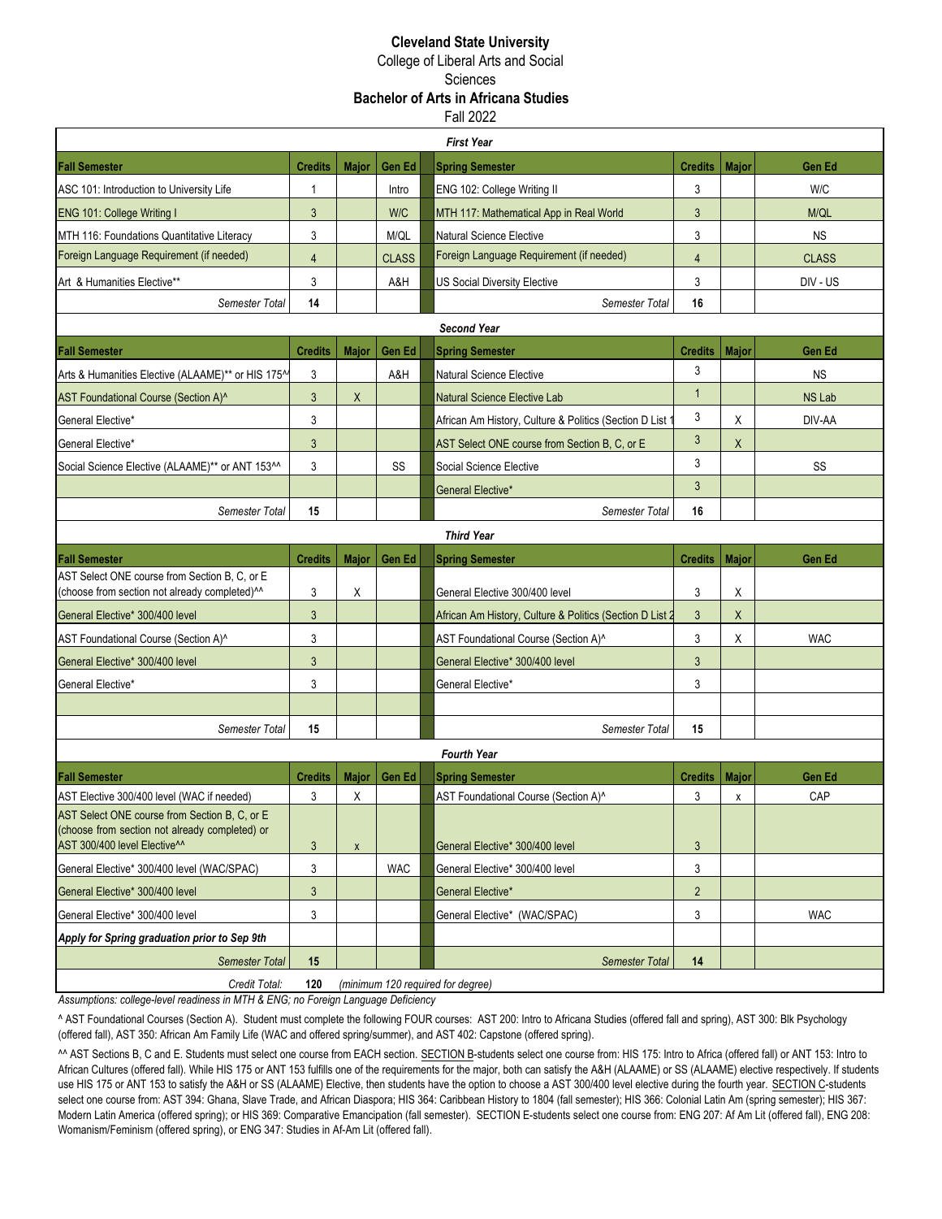# Cleveland State University

College of Liberal Arts and Social Sciences

## Bachelor of Arts in Africana Studies

Fall 2022

### First Year

| Fall Semester | Credits | Major | Gen Ed | Spring Semester | Credits | Major | Gen Ed |
|---|---|---|---|---|---|---|---|
| ASC 101: Introduction to University Life | 1 | | Intro | ENG 102: College Writing II | 3 | | W/C |
| ENG 101: College Writing I | 3 | | W/C | MTH 117: Mathematical App in Real World | 3 | | M/QL |
| MTH 116: Foundations Quantitative Literacy | 3 | | M/QL | Natural Science Elective | 3 | | NS |
| Foreign Language Requirement (if needed) | 4 | | CLASS | Foreign Language Requirement (if needed) | 4 | | CLASS |
| Art & Humanities Elective** | 3 | | A&H | US Social Diversity Elective | 3 | | DIV - US |
| *Semester Total* | **14** | | | *Semester Total* | **16** | | |

### Second Year

| Fall Semester | Credits | Major | Gen Ed | Spring Semester | Credits | Major | Gen Ed |
|---|---|---|---|---|---|---|---|
| Arts & Humanities Elective (ALAAME)** or HIS 175^^ | 3 | | A&H | Natural Science Elective | 3 | | NS |
| AST Foundational Course (Section A)^ | 3 | X | | Natural Science Elective Lab | 1 | | NS Lab |
| General Elective* | 3 | | | African Am History, Culture & Politics (Section D List 1 | 3 | X | DIV-AA |
| General Elective* | 3 | | | AST Select ONE course from Section B, C, or E | 3 | X | |
| Social Science Elective (ALAAME)** or ANT 153^^ | 3 | | SS | Social Science Elective | 3 | | SS |
| | | | | General Elective* | 3 | | |
| *Semester Total* | **15** | | | *Semester Total* | **16** | | |

### Third Year

| Fall Semester | Credits | Major | Gen Ed | Spring Semester | Credits | Major | Gen Ed |
|---|---|---|---|---|---|---|---|
| AST Select ONE course from Section B, C, or E (choose from section not already completed)^^ | 3 | X | | General Elective 300/400 level | 3 | X | |
| General Elective* 300/400 level | 3 | | | African Am History, Culture & Politics (Section D List 2 | 3 | X | |
| AST Foundational Course (Section A)^ | 3 | | | AST Foundational Course (Section A)^ | 3 | X | WAC |
| General Elective* 300/400 level | 3 | | | General Elective* 300/400 level | 3 | | |
| General Elective* | 3 | | | General Elective* | 3 | | |
| *Semester Total* | **15** | | | *Semester Total* | **15** | | |

### Fourth Year

| Fall Semester | Credits | Major | Gen Ed | Spring Semester | Credits | Major | Gen Ed |
|---|---|---|---|---|---|---|---|
| AST Elective 300/400 level (WAC if needed) | 3 | X | | AST Foundational Course (Section A)^ | 3 | x | CAP |
| AST Select ONE course from Section B, C, or E (choose from section not already completed) or AST 300/400 level Elective^^ | 3 | x | | General Elective* 300/400 level | 3 | | |
| General Elective* 300/400 level (WAC/SPAC) | 3 | | WAC | General Elective* 300/400 level | 3 | | |
| General Elective* 300/400 level | 3 | | | General Elective* | 2 | | |
| General Elective* 300/400 level | 3 | | | General Elective* (WAC/SPAC) | 3 | | WAC |
| ***Apply for Spring graduation prior to Sep 9th*** | | | | | | | |
| *Semester Total* | **15** | | | *Semester Total* | **14** | | |
| *Credit Total:* | **120** | *(minimum 120 required for degree)* | | | | | |

*Assumptions: college-level readiness in MTH & ENG; no Foreign Language Deficiency*

^ AST Foundational Courses (Section A). Student must complete the following FOUR courses: AST 200: Intro to Africana Studies (offered fall and spring), AST 300: Blk Psychology (offered fall), AST 350: African Am Family Life (WAC and offered spring/summer), and AST 402: Capstone (offered spring).

^^ AST Sections B, C and E. Students must select one course from EACH section. SECTION B-students select one course from: HIS 175: Intro to Africa (offered fall) or ANT 153: Intro to African Cultures (offered fall). While HIS 175 or ANT 153 fulfills one of the requirements for the major, both can satisfy the A&H (ALAAME) or SS (ALAAME) elective respectively. If students use HIS 175 or ANT 153 to satisfy the A&H or SS (ALAAME) Elective, then students have the option to choose a AST 300/400 level elective during the fourth year. SECTION C-students select one course from: AST 394: Ghana, Slave Trade, and African Diaspora; HIS 364: Caribbean History to 1804 (fall semester); HIS 366: Colonial Latin Am (spring semester); HIS 367: Modern Latin America (offered spring); or HIS 369: Comparative Emancipation (fall semester). SECTION E-students select one course from: ENG 207: Af Am Lit (offered fall), ENG 208: Womanism/Feminism (offered spring), or ENG 347: Studies in Af-Am Lit (offered fall).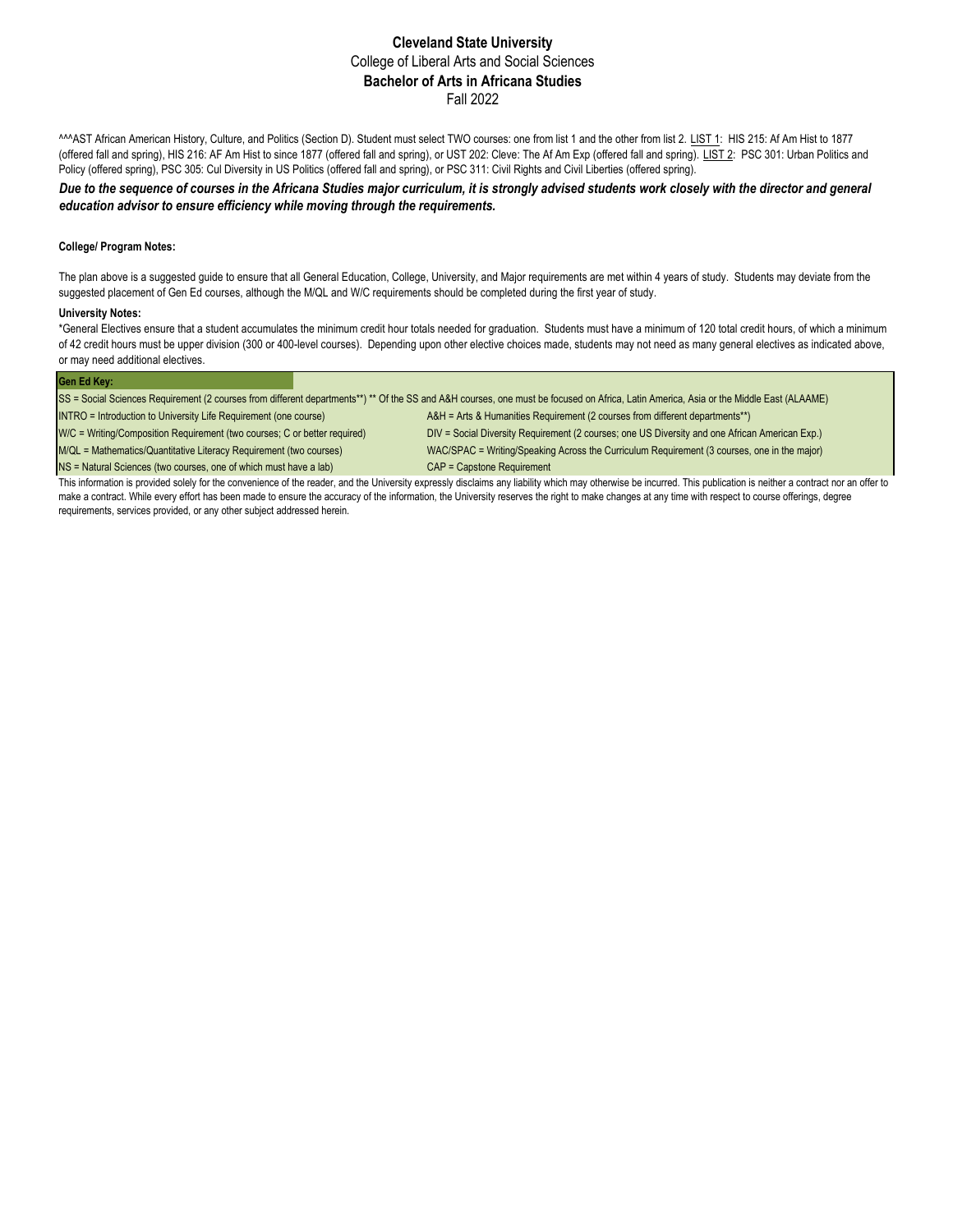# Cleveland State University

College of Liberal Arts and Social Sciences

**Bachelor of Arts in Africana Studies**

Fall 2022

^^^AST African American History, Culture, and Politics (Section D). Student must select TWO courses: one from list 1 and the other from list 2. LIST 1: HIS 215: Af Am Hist to 1877 (offered fall and spring), HIS 216: AF Am Hist to since 1877 (offered fall and spring), or UST 202: Cleve: The Af Am Exp (offered fall and spring). LIST 2: PSC 301: Urban Politics and Policy (offered spring), PSC 305: Cul Diversity in US Politics (offered fall and spring), or PSC 311: Civil Rights and Civil Liberties (offered spring).

***Due to the sequence of courses in the Africana Studies major curriculum, it is strongly advised students work closely with the director and general education advisor to ensure efficiency while moving through the requirements.***

**College/ Program Notes:**

The plan above is a suggested guide to ensure that all General Education, College, University, and Major requirements are met within 4 years of study. Students may deviate from the suggested placement of Gen Ed courses, although the M/QL and W/C requirements should be completed during the first year of study.

**University Notes:**

*General Electives ensure that a student accumulates the minimum credit hour totals needed for graduation. Students must have a minimum of 120 total credit hours, of which a minimum of 42 credit hours must be upper division (300 or 400-level courses). Depending upon other elective choices made, students may not need as many general electives as indicated above, or may need additional electives.

**Gen Ed Key:**

SS = Social Sciences Requirement (2 courses from different departments**) ** Of the SS and A&H courses, one must be focused on Africa, Latin America, Asia or the Middle East (ALAAME)

INTRO = Introduction to University Life Requirement (one course)

A&H = Arts & Humanities Requirement (2 courses from different departments**)

W/C = Writing/Composition Requirement (two courses; C or better required)

DIV = Social Diversity Requirement (2 courses; one US Diversity and one African American Exp.)

M/QL = Mathematics/Quantitative Literacy Requirement (two courses)

WAC/SPAC = Writing/Speaking Across the Curriculum Requirement (3 courses, one in the major)

NS = Natural Sciences (two courses, one of which must have a lab)

CAP = Capstone Requirement

This information is provided solely for the convenience of the reader, and the University expressly disclaims any liability which may otherwise be incurred. This publication is neither a contract nor an offer to make a contract. While every effort has been made to ensure the accuracy of the information, the University reserves the right to make changes at any time with respect to course offerings, degree requirements, services provided, or any other subject addressed herein.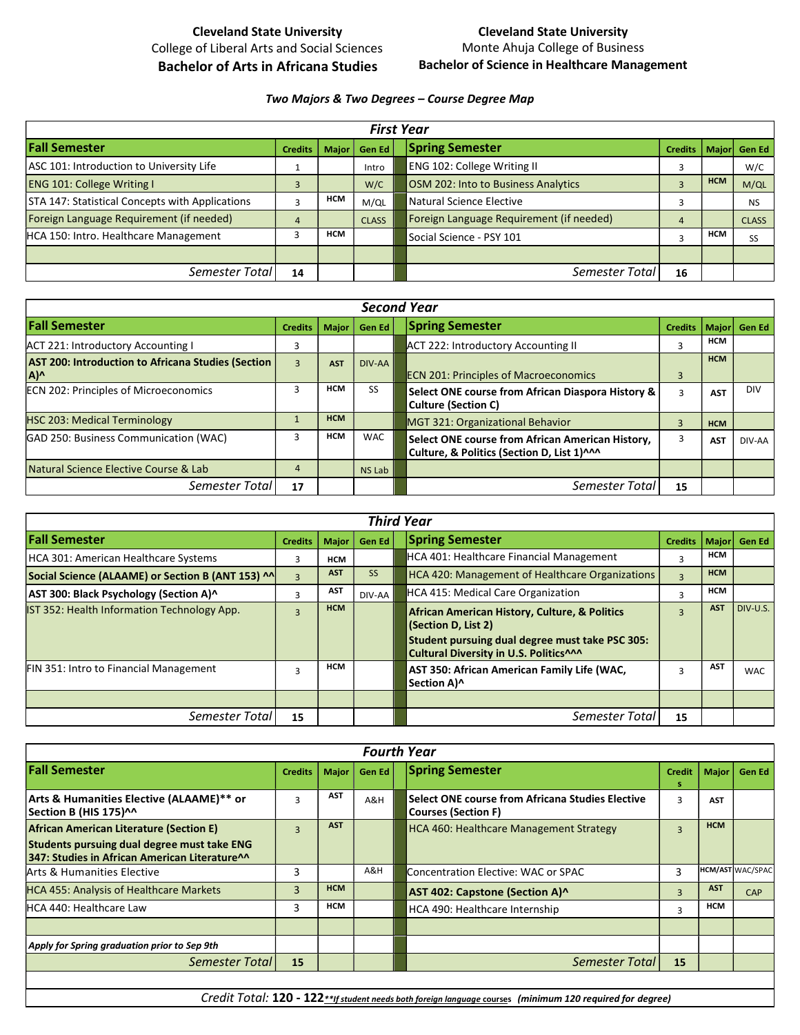**Cleveland State University**
College of Liberal Arts and Social Sciences
**Bachelor of Arts in Africana Studies**

**Cleveland State University**
Monte Ahuja College of Business
**Bachelor of Science in Healthcare Management**

***Two Majors & Two Degrees – Course Degree Map***

| ***First Year*** | | | | | | | |
|---|---|---|---|---|---|---|---|
| **Fall Semester** | **Credits** | **Major** | **Gen Ed** | **Spring Semester** | **Credits** | **Major** | **Gen Ed** |
| ASC 101: Introduction to University Life | 1 | | Intro | ENG 102: College Writing II | 3 | | W/C |
| ENG 101: College Writing I | 3 | | W/C | OSM 202: Into to Business Analytics | 3 | HCM | M/QL |
| STA 147: Statistical Concepts with Applications | 3 | HCM | M/QL | Natural Science Elective | 3 | | NS |
| Foreign Language Requirement (if needed) | 4 | | CLASS | Foreign Language Requirement (if needed) | 4 | | CLASS |
| HCA 150: Intro. Healthcare Management | 3 | HCM | | Social Science - PSY 101 | 3 | HCM | SS |
| | | | | | | | |
| *Semester Total* | **14** | | | *Semester Total* | **16** | | |

| ***Second Year*** | | | | | | | |
|---|---|---|---|---|---|---|---|
| **Fall Semester** | **Credits** | **Major** | **Gen Ed** | **Spring Semester** | **Credits** | **Major** | **Gen Ed** |
| ACT 221: Introductory Accounting I | 3 | | | ACT 222: Introductory Accounting II | 3 | HCM | |
| **AST 200: Introduction to Africana Studies (Section A)^** | 3 | AST | DIV-AA | ECN 201: Principles of Macroeconomics | 3 | HCM | |
| ECN 202: Principles of Microeconomics | 3 | HCM | SS | **Select ONE course from African Diaspora History & Culture (Section C)** | 3 | AST | DIV |
| HSC 203: Medical Terminology | 1 | HCM | | MGT 321: Organizational Behavior | 3 | HCM | |
| GAD 250: Business Communication (WAC) | 3 | HCM | WAC | **Select ONE course from African American History, Culture, & Politics (Section D, List 1)^^^** | 3 | AST | DIV-AA |
| Natural Science Elective Course & Lab | 4 | | NS Lab | | | | |
| *Semester Total* | **17** | | | *Semester Total* | **15** | | |

| ***Third Year*** | | | | | | | |
|---|---|---|---|---|---|---|---|
| **Fall Semester** | **Credits** | **Major** | **Gen Ed** | **Spring Semester** | **Credits** | **Major** | **Gen Ed** |
| HCA 301: American Healthcare Systems | 3 | HCM | | HCA 401: Healthcare Financial Management | 3 | HCM | |
| **Social Science (ALAAME) or Section B (ANT 153) ^^** | 3 | AST | SS | HCA 420: Management of Healthcare Organizations | 3 | HCM | |
| **AST 300: Black Psychology (Section A)^** | 3 | AST | DIV-AA | HCA 415: Medical Care Organization | 3 | HCM | |
| IST 352: Health Information Technology App. | 3 | HCM | | **African American History, Culture, & Politics (Section D, List 2) Student pursuing dual degree must take PSC 305: Cultural Diversity in U.S. Politics^^^** | 3 | AST | DIV-U.S. |
| FIN 351: Intro to Financial Management | 3 | HCM | | **AST 350: African American Family Life (WAC, Section A)^** | 3 | AST | WAC |
| | | | | | | | |
| *Semester Total* | **15** | | | *Semester Total* | **15** | | |

| ***Fourth Year*** | | | | | | | |
|---|---|---|---|---|---|---|---|
| **Fall Semester** | **Credits** | **Major** | **Gen Ed** | **Spring Semester** | **Credits** | **Major** | **Gen Ed** |
| **Arts & Humanities Elective (ALAAME)** or Section B (HIS 175)^^** | 3 | AST | A&H | **Select ONE course from Africana Studies Elective Courses (Section F)** | 3 | AST | |
| **African American Literature (Section E) Students pursuing dual degree must take ENG 347: Studies in African American Literature^^** | 3 | AST | | HCA 460: Healthcare Management Strategy | 3 | HCM | |
| Arts & Humanities Elective | 3 | | A&H | Concentration Elective: WAC or SPAC | 3 | HCM/AST | WAC/SPAC |
| HCA 455: Analysis of Healthcare Markets | 3 | HCM | | **AST 402: Capstone (Section A)^** | 3 | AST | CAP |
| HCA 440: Healthcare Law | 3 | HCM | | HCA 490: Healthcare Internship | 3 | HCM | |
| | | | | | | | |
| ***Apply for Spring graduation prior to Sep 9th*** | | | | | | | |
| *Semester Total* | **15** | | | *Semester Total* | **15** | | |

*Credit Total:* **120 - 122** ***\*\*If student needs both foreign language courses** (minimum 120 required for degree)*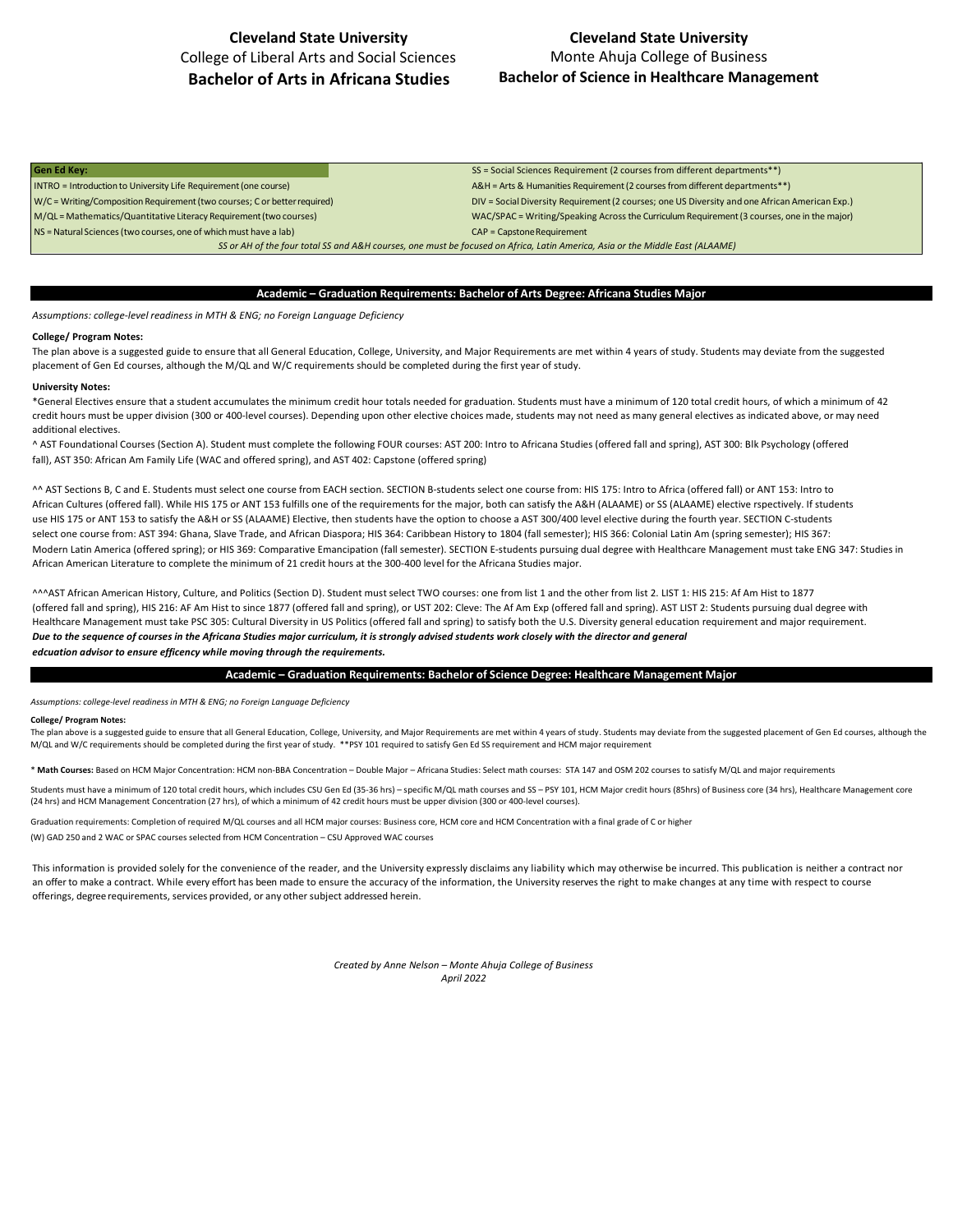**Cleveland State University**
College of Liberal Arts and Social Sciences
**Bachelor of Arts in Africana Studies**

**Cleveland State University**
Monte Ahuja College of Business
**Bachelor of Science in Healthcare Management**

| **Gen Ed Key:** | SS = Social Sciences Requirement (2 courses from different departments**) |
| --- | --- |
| INTRO = Introduction to University Life Requirement (one course) | A&H = Arts & Humanities Requirement (2 courses from different departments**) |
| W/C = Writing/Composition Requirement (two courses; C or better required) | DIV = Social Diversity Requirement (2 courses; one US Diversity and one African American Exp.) |
| M/QL = Mathematics/Quantitative Literacy Requirement (two courses) | WAC/SPAC = Writing/Speaking Across the Curriculum Requirement (3 courses, one in the major) |
| NS = Natural Sciences (two courses, one of which must have a lab) | CAP = Capstone Requirement |
| *SS or AH of the four total SS and A&H courses, one must be focused on Africa, Latin America, Asia or the Middle East (ALAAME)* | |

## Academic – Graduation Requirements: Bachelor of Arts Degree: Africana Studies Major

*Assumptions: college-level readiness in MTH & ENG; no Foreign Language Deficiency*

**College/ Program Notes:**

The plan above is a suggested guide to ensure that all General Education, College, University, and Major Requirements are met within 4 years of study. Students may deviate from the suggested placement of Gen Ed courses, although the M/QL and W/C requirements should be completed during the first year of study.

**University Notes:**

*General Electives ensure that a student accumulates the minimum credit hour totals needed for graduation. Students must have a minimum of 120 total credit hours, of which a minimum of 42 credit hours must be upper division (300 or 400-level courses). Depending upon other elective choices made, students may not need as many general electives as indicated above, or may need additional electives.

^ AST Foundational Courses (Section A). Student must complete the following FOUR courses: AST 200: Intro to Africana Studies (offered fall and spring), AST 300: Blk Psychology (offered fall), AST 350: African Am Family Life (WAC and offered spring), and AST 402: Capstone (offered spring)

^^ AST Sections B, C and E. Students must select one course from EACH section. SECTION B-students select one course from: HIS 175: Intro to Africa (offered fall) or ANT 153: Intro to African Cultures (offered fall). While HIS 175 or ANT 153 fulfills one of the requirements for the major, both can satisfy the A&H (ALAAME) or SS (ALAAME) elective rspectively. If students use HIS 175 or ANT 153 to satisfy the A&H or SS (ALAAME) Elective, then students have the option to choose a AST 300/400 level elective during the fourth year. SECTION C-students select one course from: AST 394: Ghana, Slave Trade, and African Diaspora; HIS 364: Caribbean History to 1804 (fall semester); HIS 366: Colonial Latin Am (spring semester); HIS 367: Modern Latin America (offered spring); or HIS 369: Comparative Emancipation (fall semester). SECTION E-students pursuing dual degree with Healthcare Management must take ENG 347: Studies in African American Literature to complete the minimum of 21 credit hours at the 300-400 level for the Africana Studies major.

^^^AST African American History, Culture, and Politics (Section D). Student must select TWO courses: one from list 1 and the other from list 2. LIST 1: HIS 215: Af Am Hist to 1877 (offered fall and spring), HIS 216: AF Am Hist to since 1877 (offered fall and spring), or UST 202: Cleve: The Af Am Exp (offered fall and spring). AST LIST 2: Students pursuing dual degree with Healthcare Management must take PSC 305: Cultural Diversity in US Politics (offered fall and spring) to satisfy both the U.S. Diversity general education requirement and major requirement.

***Due to the sequence of courses in the Africana Studies major curriculum, it is strongly advised students work closely with the director and general edcuation advisor to ensure efficency while moving through the requirements.***

## Academic – Graduation Requirements: Bachelor of Science Degree: Healthcare Management Major

*Assumptions: college-level readiness in MTH & ENG; no Foreign Language Deficiency*

**College/ Program Notes:**

The plan above is a suggested guide to ensure that all General Education, College, University, and Major Requirements are met within 4 years of study. Students may deviate from the suggested placement of Gen Ed courses, although the M/QL and W/C requirements should be completed during the first year of study. **PSY 101 required to satisfy Gen Ed SS requirement and HCM major requirement

* **Math Courses:** Based on HCM Major Concentration: HCM non-BBA Concentration – Double Major – Africana Studies: Select math courses: STA 147 and OSM 202 courses to satisfy M/QL and major requirements

Students must have a minimum of 120 total credit hours, which includes CSU Gen Ed (35-36 hrs) – specific M/QL math courses and SS – PSY 101, HCM Major credit hours (85hrs) of Business core (34 hrs), Healthcare Management core (24 hrs) and HCM Management Concentration (27 hrs), of which a minimum of 42 credit hours must be upper division (300 or 400-level courses).

Graduation requirements: Completion of required M/QL courses and all HCM major courses: Business core, HCM core and HCM Concentration with a final grade of C or higher

(W) GAD 250 and 2 WAC or SPAC courses selected from HCM Concentration – CSU Approved WAC courses

This information is provided solely for the convenience of the reader, and the University expressly disclaims any liability which may otherwise be incurred. This publication is neither a contract nor an offer to make a contract. While every effort has been made to ensure the accuracy of the information, the University reserves the right to make changes at any time with respect to course offerings, degree requirements, services provided, or any other subject addressed herein.

*Created by Anne Nelson – Monte Ahuja College of Business*
*April 2022*